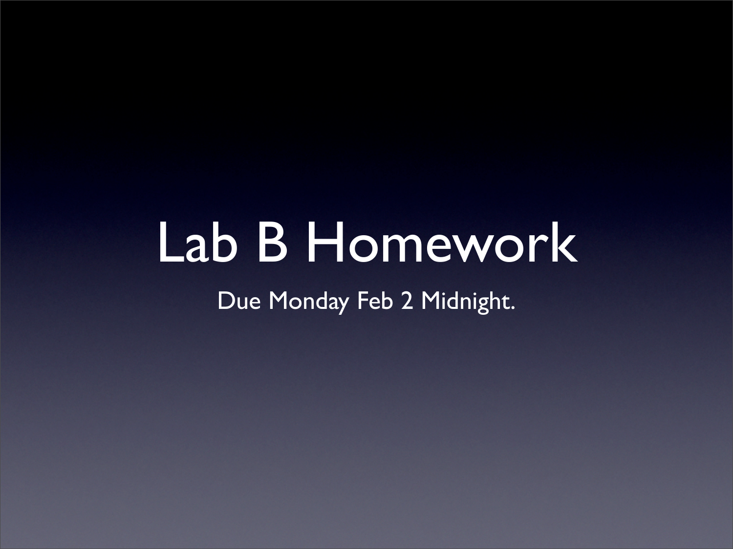# Lab B Homework

Due Monday Feb 2 Midnight.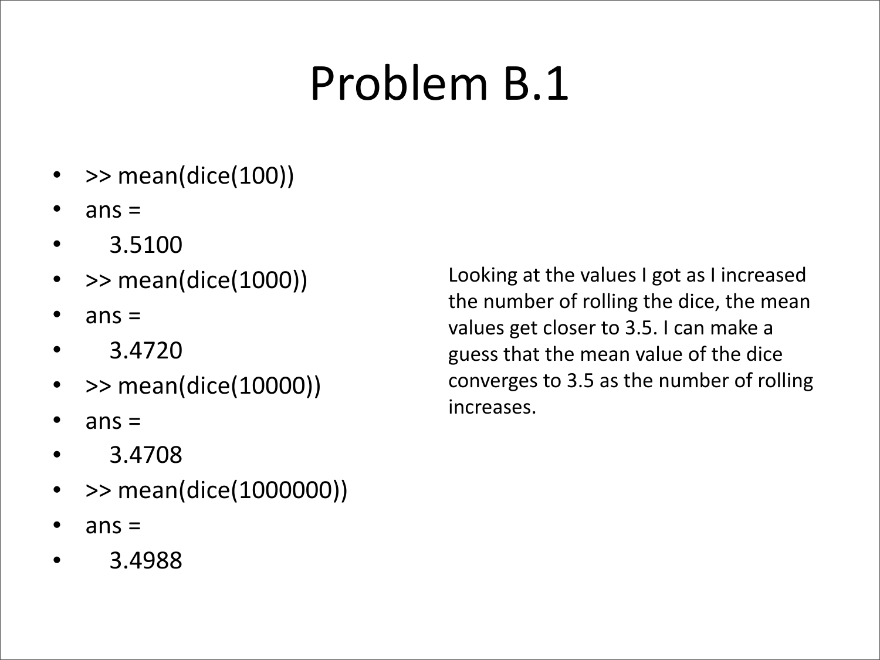# Problem B.1

- >> mean(dice(100))
- ans =
-    3.5100
- >> mean(dice(1000))
- ans =
-    3.4720
- >> mean(dice(10000))
- ans =
-    3.4708
- >> mean(dice(1000000))
- ans =
-    3.4988

Looking at the values I got as I increased the number of rolling the dice, the mean values get closer to 3.5. I can make a guess that the mean value of the dice converges to 3.5 as the number of rolling increases.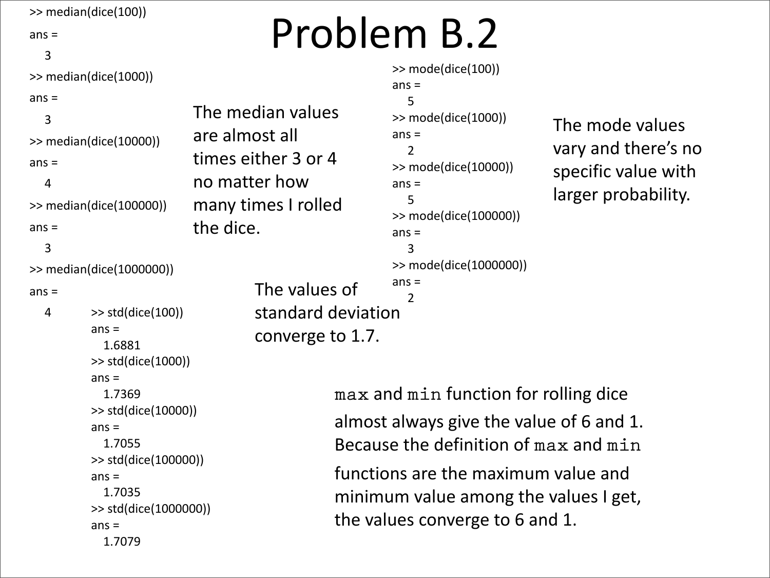# Problem B.2

```
>> median(dice(100))
ans =
   3
>> median(dice(1000))
ans =
   3
>> median(dice(10000))
ans =
   4
>> median(dice(100000))
ans =
   3
>> median(dice(1000000))
ans =
   4
```

The median values are almost all times either 3 or 4 no matter how many times I rolled the dice.

```
>> mode(dice(100))
ans =
   5
>> mode(dice(1000))
ans =
   2
>> mode(dice(10000))
ans =
   5
>> mode(dice(100000))
ans =
   3
>> mode(dice(1000000))
ans =
   2
```

The mode values vary and there's no specific value with larger probability.

```
>> std(dice(100))
ans =
   1.6881
>> std(dice(1000))
ans =
   1.7369
>> std(dice(10000))
ans =
   1.7055
>> std(dice(100000))
ans =
   1.7035
>> std(dice(1000000))
ans =
   1.7079
```

The values of standard deviation converge to 1.7.

`max` and `min` function for rolling dice almost always give the value of 6 and 1. Because the definition of `max` and `min` functions are the maximum value and minimum value among the values I get, the values converge to 6 and 1.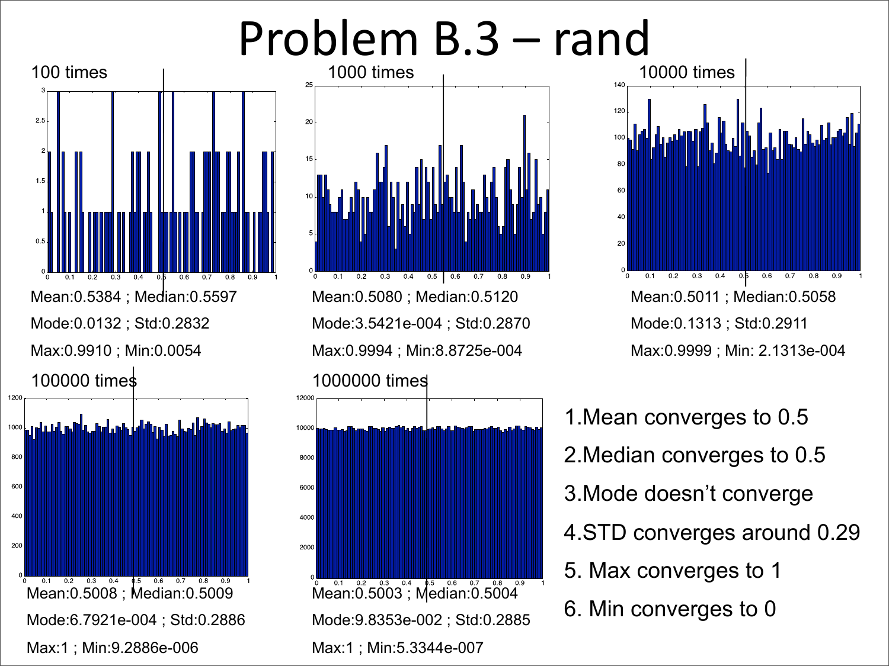# Problem B.3 – rand

100 times

Mean:0.5384 ; Median:0.5597

Mode:0.0132 ; Std:0.2832

Max:0.9910 ; Min:0.0054

1000 times

Mean:0.5080 ; Median:0.5120

Mode:3.5421e-004 ; Std:0.2870

Max:0.9994 ; Min:8.8725e-004

10000 times

Mean:0.5011 ; Median:0.5058

Mode:0.1313 ; Std:0.2911

Max:0.9999 ; Min: 2.1313e-004

100000 times

Mean:0.5008 ; Median:0.5009

Mode:6.7921e-004 ; Std:0.2886

Max:1 ; Min:9.2886e-006

1000000 times

Mean:0.5003 ; Median:0.5004

Mode:9.8353e-002 ; Std:0.2885

Max:1 ; Min:5.3344e-007

1. Mean converges to 0.5
2. Median converges to 0.5
3. Mode doesn't converge
4. STD converges around 0.29
5. Max converges to 1
6. Min converges to 0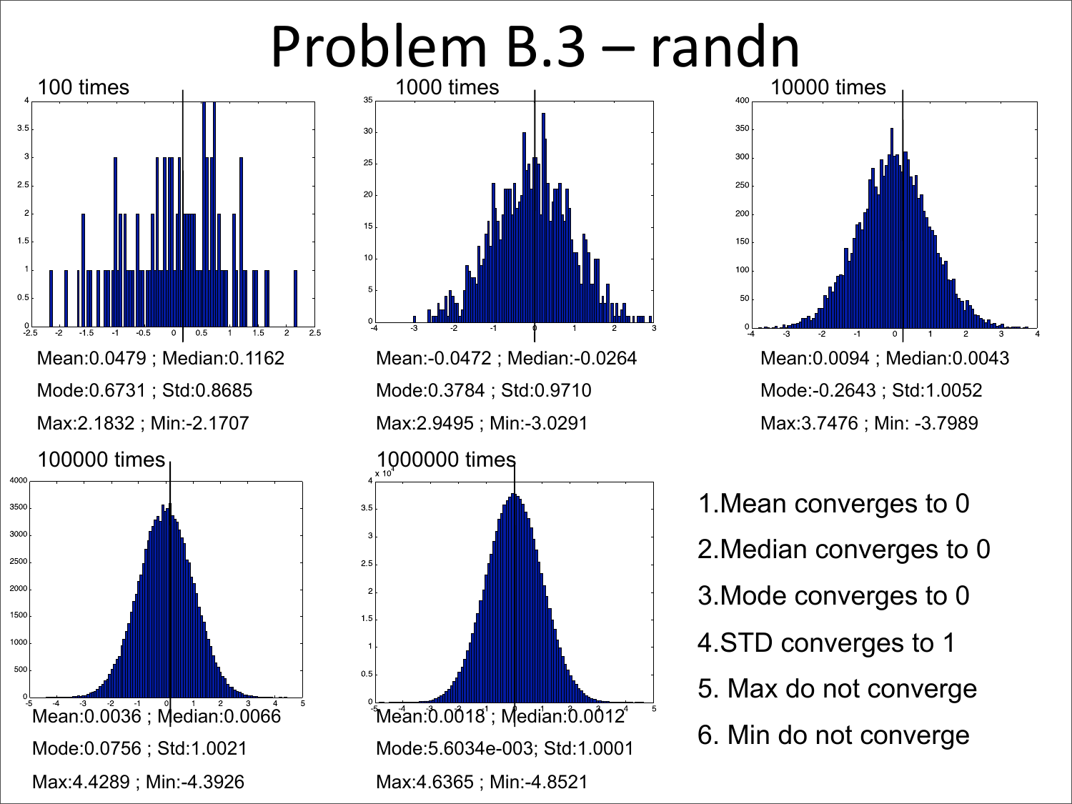# Problem B.3 – randn

**100 times**

Mean:0.0479 ; Median:0.1162

Mode:0.6731 ; Std:0.8685

Max:2.1832 ; Min:-2.1707

**1000 times**

Mean:-0.0472 ; Median:-0.0264

Mode:0.3784 ; Std:0.9710

Max:2.9495 ; Min:-3.0291

**10000 times**

Mean:0.0094 ; Median:0.0043

Mode:-0.2643 ; Std:1.0052

Max:3.7476 ; Min: -3.7989

**100000 times**

Mean:0.0036 ; Median:0.0066

Mode:0.0756 ; Std:1.0021

Max:4.4289 ; Min:-4.3926

**1000000 times**

Mean:0.0018 ; Median:0.0012

Mode:5.6034e-003; Std:1.0001

Max:4.6365 ; Min:-4.8521

1. Mean converges to 0
2. Median converges to 0
3. Mode converges to 0
4. STD converges to 1
5. Max do not converge
6. Min do not converge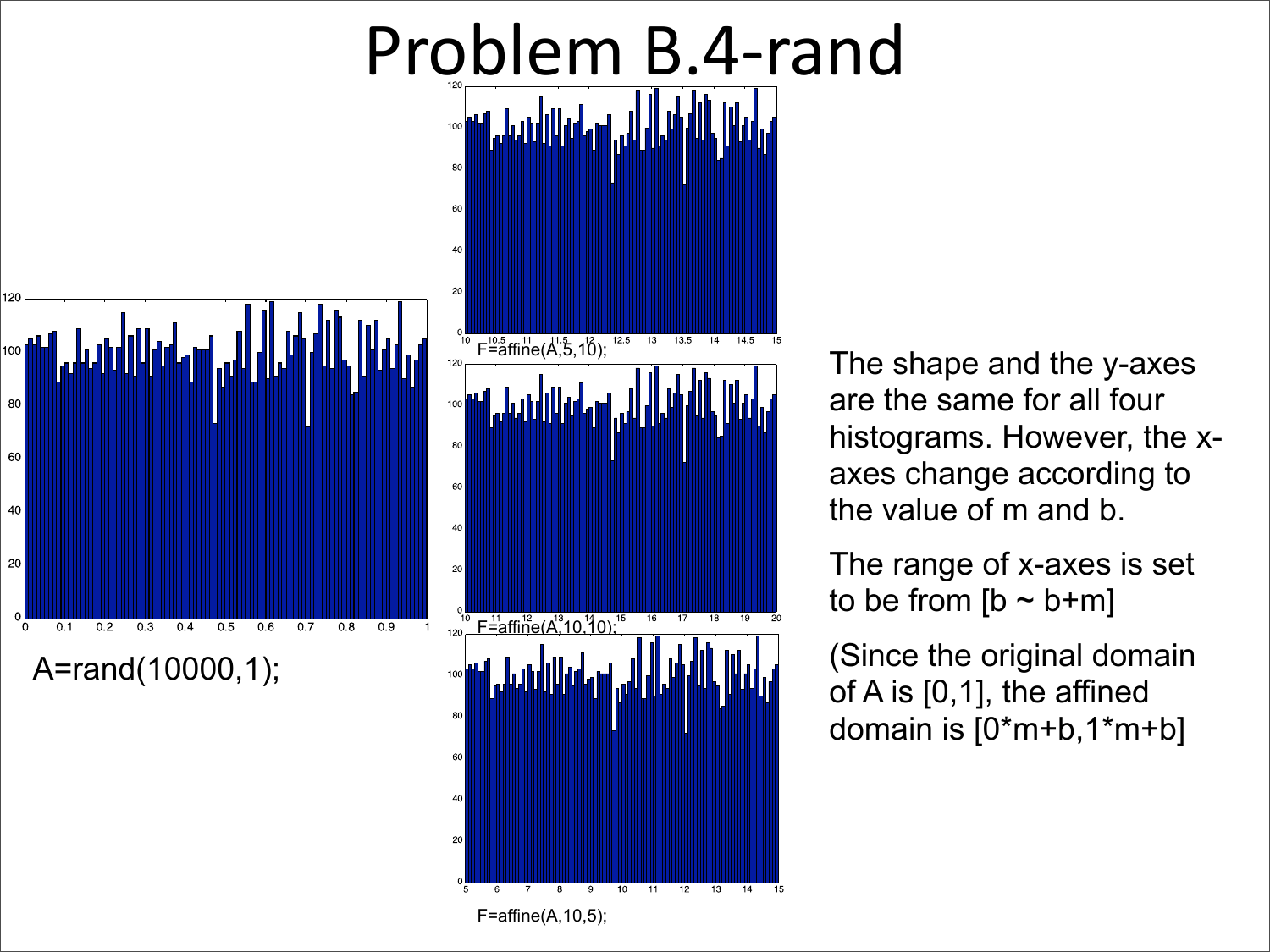# Problem B.4-rand

A=rand(10000,1);

F=affine(A,5,10);

F=affine(A,10,10);

F=affine(A,10,5);

The shape and the y-axes are the same for all four histograms. However, the x-axes change according to the value of m and b.

The range of x-axes is set to be from [b ~ b+m]

(Since the original domain of A is [0,1], the affined domain is [0*m+b,1*m+b]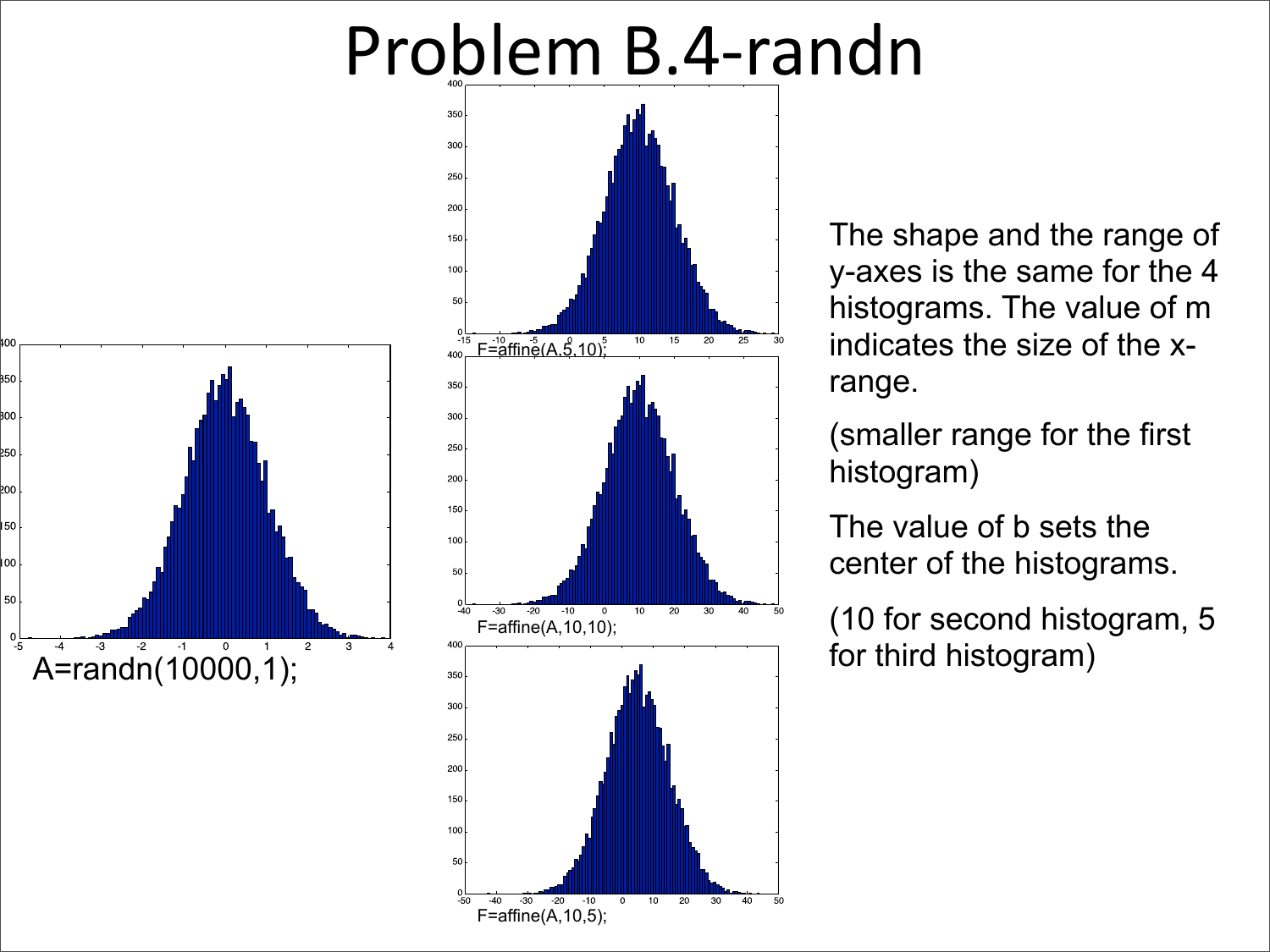# Problem B.4-randn

A=randn(10000,1);

F=affine(A,5,10);

F=affine(A,10,10);

F=affine(A,10,5);

The shape and the range of y-axes is the same for the 4 histograms. The value of m indicates the size of the x-range.

(smaller range for the first histogram)

The value of b sets the center of the histograms.

(10 for second histogram, 5 for third histogram)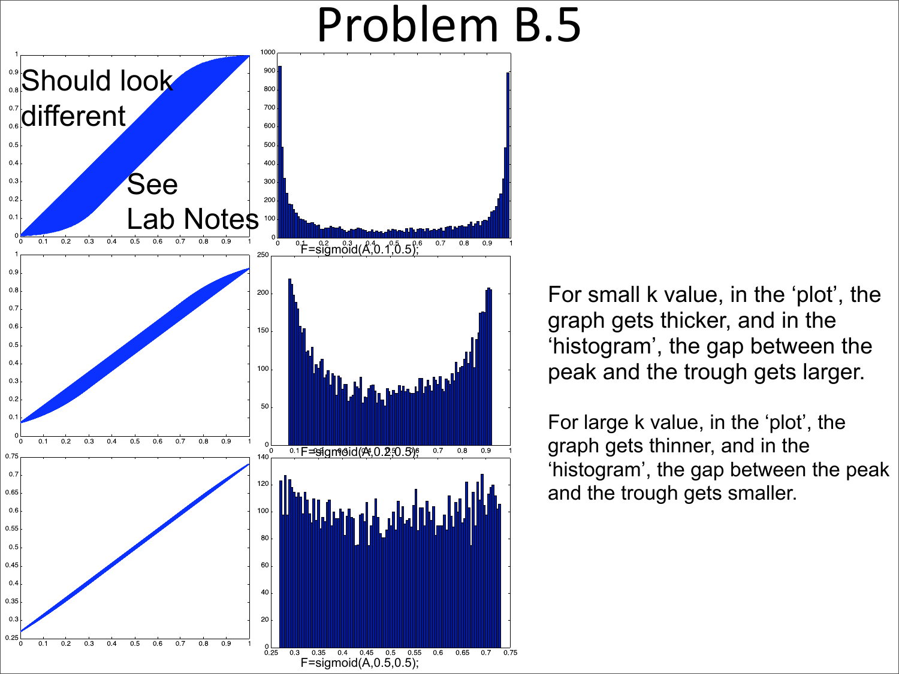# Problem B.5

Should look different

See Lab Notes

F=sigmoid(A,0.1,0.5);

F=sigmoid(A,0.2,0.5);

F=sigmoid(A,0.5,0.5);

For small k value, in the 'plot', the graph gets thicker, and in the 'histogram', the gap between the peak and the trough gets larger.

For large k value, in the 'plot', the graph gets thinner, and in the 'histogram', the gap between the peak and the trough gets smaller.